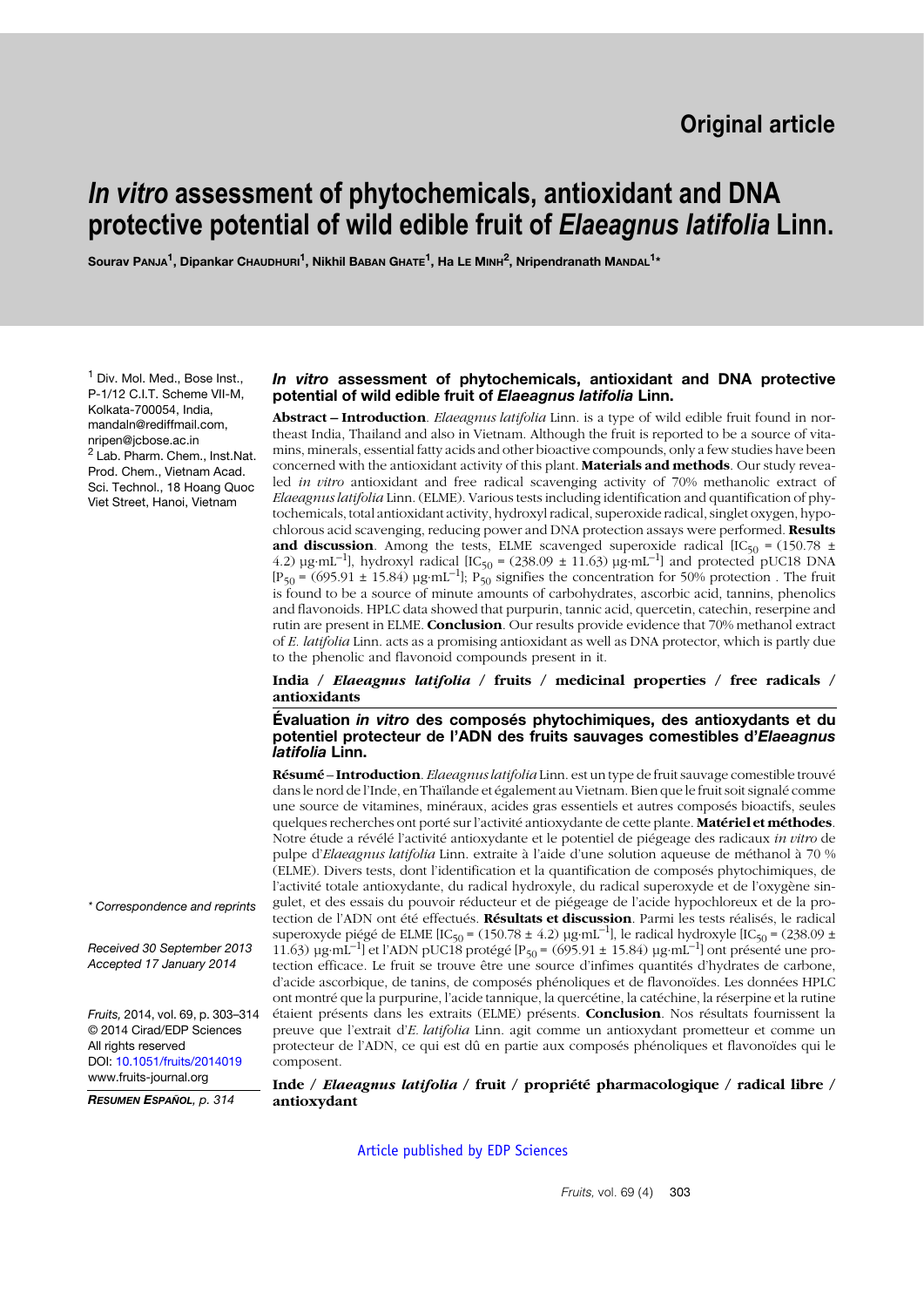Original article

# *In vitro* assessment of phytochemicals, antioxidant and DNA protective potential of wild edible fruit of *Elaeagnus latifolia* Linn.

Sourav Panja[1], Dipankar Chaudhuri[1], Nikhil Baban Ghate[1], Ha Le Minh[2], Nripendranath Mandal[1]*

[1] Div. Mol. Med., Bose Inst., P-1/12 C.I.T. Scheme VII-M, Kolkata-700054, India, mandaln@rediffmail.com, nripen@jcbose.ac.in

[2] Lab. Pharm. Chem., Inst.Nat. Prod. Chem., Vietnam Acad. Sci. Technol., 18 Hoang Quoc Viet Street, Hanoi, Vietnam

\* Correspondence and reprints

Received 30 September 2013
Accepted 17 January 2014

Fruits, 2014, vol. 69, p. 303–314
© 2014 Cirad/EDP Sciences
All rights reserved
DOI: 10.1051/fruits/2014019
www.fruits-journal.org

*Resumen Español, p. 314*

## *In vitro* assessment of phytochemicals, antioxidant and DNA protective potential of wild edible fruit of *Elaeagnus latifolia* Linn.

**Abstract – Introduction**. *Elaeagnus latifolia* Linn. is a type of wild edible fruit found in northeast India, Thailand and also in Vietnam. Although the fruit is reported to be a source of vitamins, minerals, essential fatty acids and other bioactive compounds, only a few studies have been concerned with the antioxidant activity of this plant. **Materials and methods**. Our study revealed *in vitro* antioxidant and free radical scavenging activity of 70% methanolic extract of *Elaeagnus latifolia* Linn. (ELME). Various tests including identification and quantification of phytochemicals, total antioxidant activity, hydroxyl radical, superoxide radical, singlet oxygen, hypochlorous acid scavenging, reducing power and DNA protection assays were performed. **Results and discussion**. Among the tests, ELME scavenged superoxide radical [$IC_{50}$ = (150.78 ± 4.2) $\mu g \cdot mL^{-1}$], hydroxyl radical [$IC_{50}$ = (238.09 ± 11.63) $\mu g \cdot mL^{-1}$] and protected pUC18 DNA [$P_{50}$ = (695.91 ± 15.84) $\mu g \cdot mL^{-1}$]; $P_{50}$ signifies the concentration for 50% protection . The fruit is found to be a source of minute amounts of carbohydrates, ascorbic acid, tannins, phenolics and flavonoids. HPLC data showed that purpurin, tannic acid, quercetin, catechin, reserpine and rutin are present in ELME. **Conclusion**. Our results provide evidence that 70% methanol extract of *E. latifolia* Linn. acts as a promising antioxidant as well as DNA protector, which is partly due to the phenolic and flavonoid compounds present in it.

**India / *Elaeagnus latifolia* / fruits / medicinal properties / free radicals / antioxidants**

## Évaluation *in vitro* des composés phytochimiques, des antioxydants et du potentiel protecteur de l'ADN des fruits sauvages comestibles d'*Elaeagnus latifolia* Linn.

**Résumé – Introduction**. *Elaeagnus latifolia* Linn. est un type de fruit sauvage comestible trouvé dans le nord de l'Inde, en Thaïlande et également au Vietnam. Bien que le fruit soit signalé comme une source de vitamines, minéraux, acides gras essentiels et autres composés bioactifs, seules quelques recherches ont porté sur l'activité antioxydante de cette plante. **Matériel et méthodes**. Notre étude a révélé l'activité antioxydante et le potentiel de piégeage des radicaux *in vitro* de pulpe d'*Elaeagnus latifolia* Linn. extraite à l'aide d'une solution aqueuse de méthanol à 70 % (ELME). Divers tests, dont l'identification et la quantification de composés phytochimiques, de l'activité totale antioxydante, du radical hydroxyle, du radical superoxyde et de l'oxygène singulet, et des essais du pouvoir réducteur et de piégeage de l'acide hypochloreux et de la protection de l'ADN ont été effectués. **Résultats et discussion**. Parmi les tests réalisés, le radical superoxyde piégé de ELME [$IC_{50}$ = (150.78 ± 4.2) $\mu g \cdot mL^{-1}$], le radical hydroxyle [$IC_{50}$ = (238.09 ± 11.63) $\mu g \cdot mL^{-1}$] et l'ADN pUC18 protégé [$P_{50}$ = (695.91 ± 15.84) $\mu g \cdot mL^{-1}$] ont présenté une protection efficace. Le fruit se trouve être une source d'infimes quantités d'hydrates de carbone, d'acide ascorbique, de tanins, de composés phénoliques et de flavonoïdes. Les données HPLC ont montré que la purpurine, l'acide tannique, la quercétine, la catéchine, la réserpine et la rutine étaient présents dans les extraits (ELME) présents. **Conclusion**. Nos résultats fournissent la preuve que l'extrait d'*E. latifolia* Linn. agit comme un antioxydant prometteur et comme un protecteur de l'ADN, ce qui est dû en partie aux composés phénoliques et flavonoïdes qui le composent.

**Inde / *Elaeagnus latifolia* / fruit / propriété pharmacologique / radical libre / antioxydant**

Article published by EDP Sciences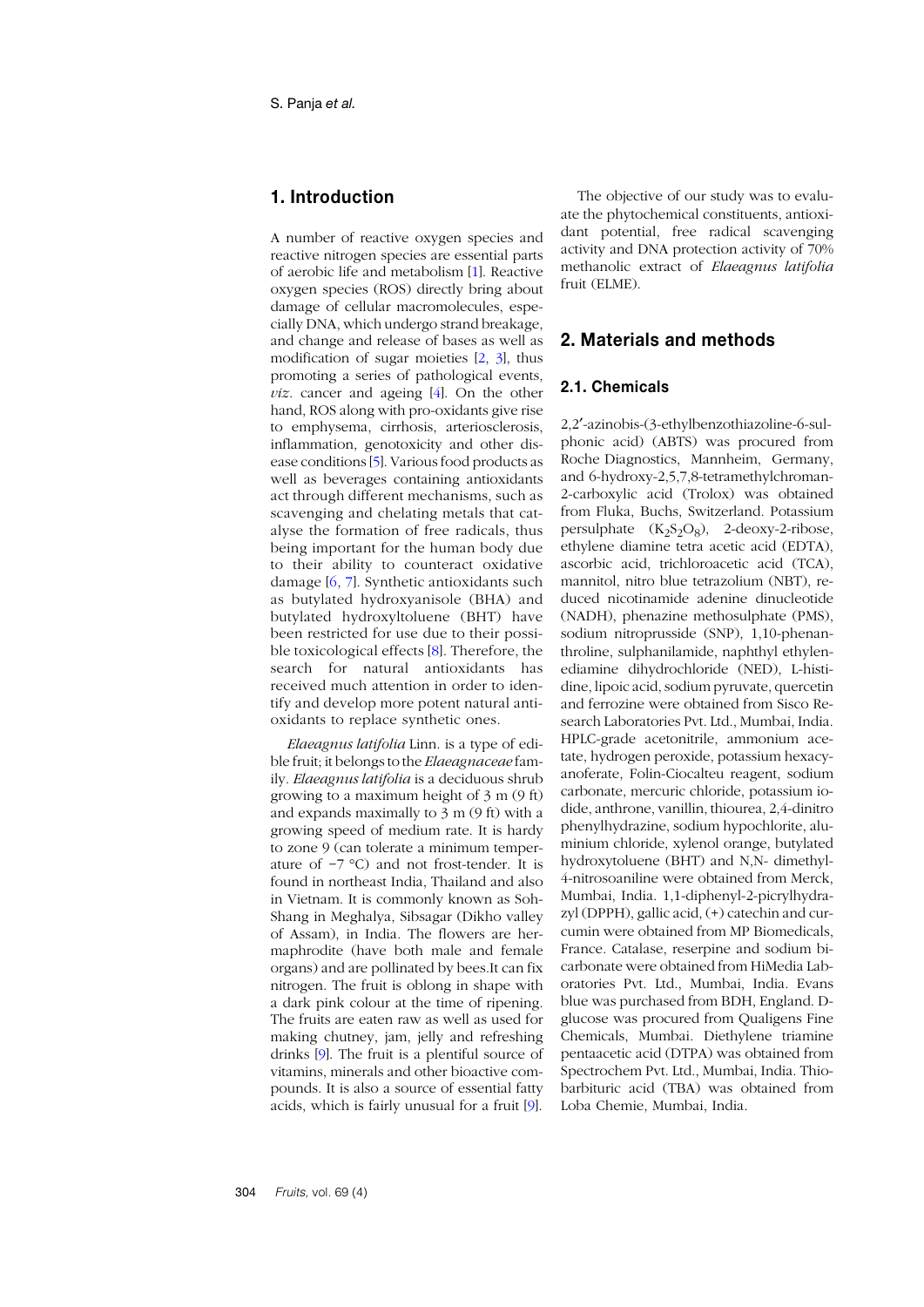## 1. Introduction

A number of reactive oxygen species and reactive nitrogen species are essential parts of aerobic life and metabolism [1]. Reactive oxygen species (ROS) directly bring about damage of cellular macromolecules, especially DNA, which undergo strand breakage, and change and release of bases as well as modification of sugar moieties [2, 3], thus promoting a series of pathological events, *viz*. cancer and ageing [4]. On the other hand, ROS along with pro-oxidants give rise to emphysema, cirrhosis, arteriosclerosis, inflammation, genotoxicity and other disease conditions [5]. Various food products as well as beverages containing antioxidants act through different mechanisms, such as scavenging and chelating metals that catalyse the formation of free radicals, thus being important for the human body due to their ability to counteract oxidative damage [6, 7]. Synthetic antioxidants such as butylated hydroxyanisole (BHA) and butylated hydroxyltoluene (BHT) have been restricted for use due to their possible toxicological effects [8]. Therefore, the search for natural antioxidants has received much attention in order to identify and develop more potent natural antioxidants to replace synthetic ones.

*Elaeagnus latifolia* Linn. is a type of edible fruit; it belongs to the *Elaeagnaceae* family. *Elaeagnus latifolia* is a deciduous shrub growing to a maximum height of 3 m (9 ft) and expands maximally to 3 m (9 ft) with a growing speed of medium rate. It is hardy to zone 9 (can tolerate a minimum temperature of −7 °C) and not frost-tender. It is found in northeast India, Thailand and also in Vietnam. It is commonly known as Soh-Shang in Meghalya, Sibsagar (Dikho valley of Assam), in India. The flowers are hermaphrodite (have both male and female organs) and are pollinated by bees.It can fix nitrogen. The fruit is oblong in shape with a dark pink colour at the time of ripening. The fruits are eaten raw as well as used for making chutney, jam, jelly and refreshing drinks [9]. The fruit is a plentiful source of vitamins, minerals and other bioactive compounds. It is also a source of essential fatty acids, which is fairly unusual for a fruit [9].

The objective of our study was to evaluate the phytochemical constituents, antioxidant potential, free radical scavenging activity and DNA protection activity of 70% methanolic extract of *Elaeagnus latifolia* fruit (ELME).

## 2. Materials and methods

### 2.1. Chemicals

2,2′-azinobis-(3-ethylbenzothiazoline-6-sulphonic acid) (ABTS) was procured from Roche Diagnostics, Mannheim, Germany, and 6-hydroxy-2,5,7,8-tetramethylchroman-2-carboxylic acid (Trolox) was obtained from Fluka, Buchs, Switzerland. Potassium persulphate ($K_2S_2O_8$), 2-deoxy-2-ribose, ethylene diamine tetra acetic acid (EDTA), ascorbic acid, trichloroacetic acid (TCA), mannitol, nitro blue tetrazolium (NBT), reduced nicotinamide adenine dinucleotide (NADH), phenazine methosulphate (PMS), sodium nitroprusside (SNP), 1,10-phenanthroline, sulphanilamide, naphthyl ethylenediamine dihydrochloride (NED), L-histidine, lipoic acid, sodium pyruvate, quercetin and ferrozine were obtained from Sisco Research Laboratories Pvt. Ltd., Mumbai, India. HPLC-grade acetonitrile, ammonium acetate, hydrogen peroxide, potassium hexacyanoferate, Folin-Ciocalteu reagent, sodium carbonate, mercuric chloride, potassium iodide, anthrone, vanillin, thiourea, 2,4-dinitro phenylhydrazine, sodium hypochlorite, aluminium chloride, xylenol orange, butylated hydroxytoluene (BHT) and N,N- dimethyl-4-nitrosoaniline were obtained from Merck, Mumbai, India. 1,1-diphenyl-2-picrylhydrazyl (DPPH), gallic acid, (+) catechin and curcumin were obtained from MP Biomedicals, France. Catalase, reserpine and sodium bicarbonate were obtained from HiMedia Laboratories Pvt. Ltd., Mumbai, India. Evans blue was purchased from BDH, England. D-glucose was procured from Qualigens Fine Chemicals, Mumbai. Diethylene triamine pentaacetic acid (DTPA) was obtained from Spectrochem Pvt. Ltd., Mumbai, India. Thiobarbituric acid (TBA) was obtained from Loba Chemie, Mumbai, India.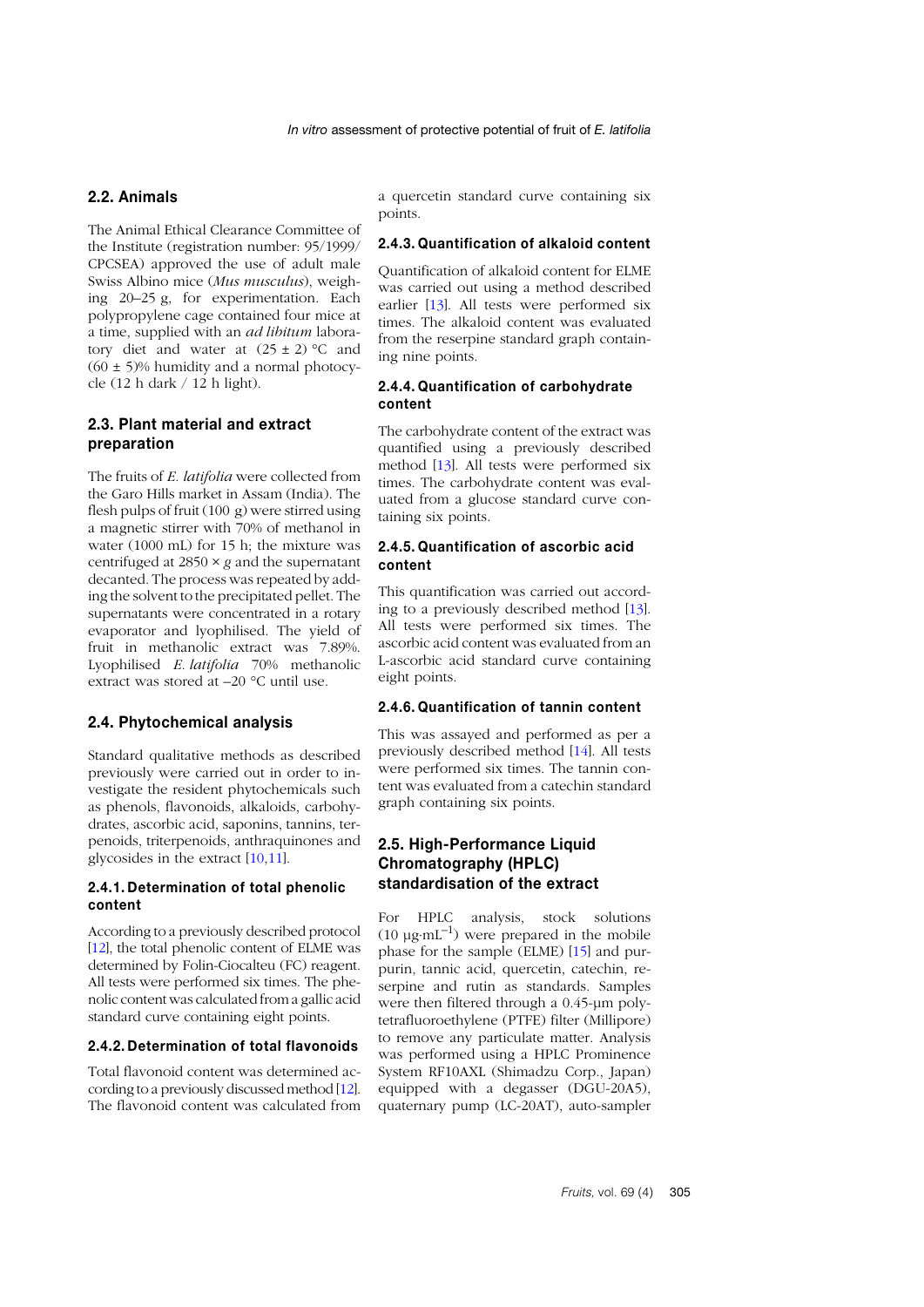## 2.2. Animals

The Animal Ethical Clearance Committee of the Institute (registration number: 95/1999/CPCSEA) approved the use of adult male Swiss Albino mice (*Mus musculus*), weighing 20–25 g, for experimentation. Each polypropylene cage contained four mice at a time, supplied with an *ad libitum* laboratory diet and water at (25 ± 2) °C and (60 ± 5)% humidity and a normal photocycle (12 h dark / 12 h light).

## 2.3. Plant material and extract preparation

The fruits of *E. latifolia* were collected from the Garo Hills market in Assam (India). The flesh pulps of fruit (100 g) were stirred using a magnetic stirrer with 70% of methanol in water (1000 mL) for 15 h; the mixture was centrifuged at 2850 × *g* and the supernatant decanted. The process was repeated by adding the solvent to the precipitated pellet. The supernatants were concentrated in a rotary evaporator and lyophilised. The yield of fruit in methanolic extract was 7.89%. Lyophilised *E. latifolia* 70% methanolic extract was stored at –20 °C until use.

## 2.4. Phytochemical analysis

Standard qualitative methods as described previously were carried out in order to investigate the resident phytochemicals such as phenols, flavonoids, alkaloids, carbohydrates, ascorbic acid, saponins, tannins, terpenoids, triterpenoids, anthraquinones and glycosides in the extract [10,11].

### 2.4.1. Determination of total phenolic content

According to a previously described protocol [12], the total phenolic content of ELME was determined by Folin-Ciocalteu (FC) reagent. All tests were performed six times. The phenolic content was calculated from a gallic acid standard curve containing eight points.

### 2.4.2. Determination of total flavonoids

Total flavonoid content was determined according to a previously discussed method [12]. The flavonoid content was calculated from a quercetin standard curve containing six points.

### 2.4.3. Quantification of alkaloid content

Quantification of alkaloid content for ELME was carried out using a method described earlier [13]. All tests were performed six times. The alkaloid content was evaluated from the reserpine standard graph containing nine points.

### 2.4.4. Quantification of carbohydrate content

The carbohydrate content of the extract was quantified using a previously described method [13]. All tests were performed six times. The carbohydrate content was evaluated from a glucose standard curve containing six points.

### 2.4.5. Quantification of ascorbic acid content

This quantification was carried out according to a previously described method [13]. All tests were performed six times. The ascorbic acid content was evaluated from an L-ascorbic acid standard curve containing eight points.

### 2.4.6. Quantification of tannin content

This was assayed and performed as per a previously described method [14]. All tests were performed six times. The tannin content was evaluated from a catechin standard graph containing six points.

## 2.5. High-Performance Liquid Chromatography (HPLC) standardisation of the extract

For HPLC analysis, stock solutions (10 µg·mL$^{-1}$) were prepared in the mobile phase for the sample (ELME) [15] and purpurin, tannic acid, quercetin, catechin, reserpine and rutin as standards. Samples were then filtered through a 0.45-µm polytetrafluoroethylene (PTFE) filter (Millipore) to remove any particulate matter. Analysis was performed using a HPLC Prominence System RF10AXL (Shimadzu Corp., Japan) equipped with a degasser (DGU-20A5), quaternary pump (LC-20AT), auto-sampler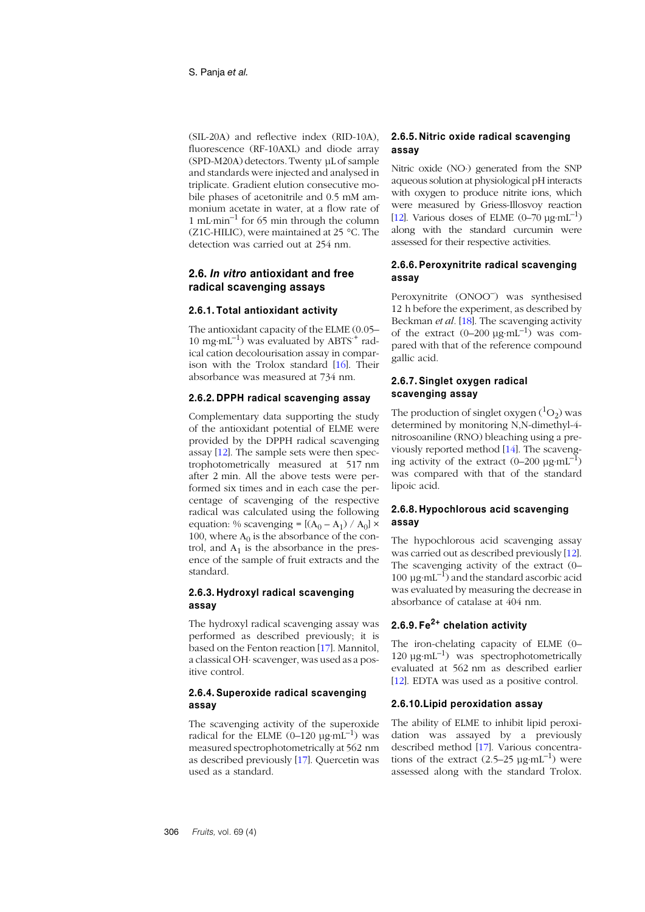(SIL-20A) and reflective index (RID-10A), fluorescence (RF-10AXL) and diode array (SPD-M20A) detectors. Twenty µL of sample and standards were injected and analysed in triplicate. Gradient elution consecutive mobile phases of acetonitrile and 0.5 mM ammonium acetate in water, at a flow rate of 1 $mL \cdot min^{-1}$ for 65 min through the column (Z1C-HILIC), were maintained at 25 °C. The detection was carried out at 254 nm.

## 2.6. *In vitro* antioxidant and free radical scavenging assays

### 2.6.1. Total antioxidant activity

The antioxidant capacity of the ELME (0.05–10 $mg \cdot mL^{-1}$) was evaluated by $ABTS^{\cdot+}$ radical cation decolourisation assay in comparison with the Trolox standard [16]. Their absorbance was measured at 734 nm.

### 2.6.2. DPPH radical scavenging assay

Complementary data supporting the study of the antioxidant potential of ELME were provided by the DPPH radical scavenging assay [12]. The sample sets were then spectrophotometrically measured at 517 nm after 2 min. All the above tests were performed six times and in each case the percentage of scavenging of the respective radical was calculated using the following equation: % scavenging = $[(A_0 - A_1) / A_0] \times 100$, where $A_0$ is the absorbance of the control, and $A_1$ is the absorbance in the presence of the sample of fruit extracts and the standard.

### 2.6.3. Hydroxyl radical scavenging assay

The hydroxyl radical scavenging assay was performed as described previously; it is based on the Fenton reaction [17]. Mannitol, a classical OH· scavenger, was used as a positive control.

### 2.6.4. Superoxide radical scavenging assay

The scavenging activity of the superoxide radical for the ELME (0–120 $\mu g \cdot mL^{-1}$) was measured spectrophotometrically at 562 nm as described previously [17]. Quercetin was used as a standard.

### 2.6.5. Nitric oxide radical scavenging assay

Nitric oxide (NO·) generated from the SNP aqueous solution at physiological pH interacts with oxygen to produce nitrite ions, which were measured by Griess-Illosvoy reaction [12]. Various doses of ELME (0–70 $\mu g \cdot mL^{-1}$) along with the standard curcumin were assessed for their respective activities.

### 2.6.6. Peroxynitrite radical scavenging assay

Peroxynitrite ($ONOO^-$) was synthesised 12 h before the experiment, as described by Beckman *et al.* [18]. The scavenging activity of the extract (0–200 $\mu g \cdot mL^{-1}$) was compared with that of the reference compound gallic acid.

### 2.6.7. Singlet oxygen radical scavenging assay

The production of singlet oxygen ($^1O_2$) was determined by monitoring N,N-dimethyl-4-nitrosoaniline (RNO) bleaching using a previously reported method [14]. The scavenging activity of the extract (0–200 $\mu g \cdot mL^{-1}$) was compared with that of the standard lipoic acid.

### 2.6.8. Hypochlorous acid scavenging assay

The hypochlorous acid scavenging assay was carried out as described previously [12]. The scavenging activity of the extract (0–100 $\mu g \cdot mL^{-1}$) and the standard ascorbic acid was evaluated by measuring the decrease in absorbance of catalase at 404 nm.

### 2.6.9. $Fe^{2+}$ chelation activity

The iron-chelating capacity of ELME (0–120 $\mu g \cdot mL^{-1}$) was spectrophotometrically evaluated at 562 nm as described earlier [12]. EDTA was used as a positive control.

### 2.6.10. Lipid peroxidation assay

The ability of ELME to inhibit lipid peroxidation was assayed by a previously described method [17]. Various concentrations of the extract (2.5–25 $\mu g \cdot mL^{-1}$) were assessed along with the standard Trolox.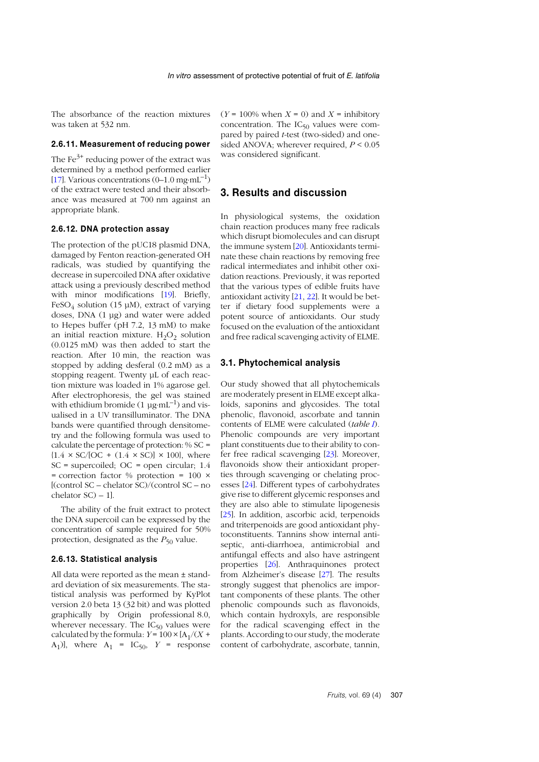The absorbance of the reaction mixtures was taken at 532 nm.

### 2.6.11. Measurement of reducing power

The $Fe^{3+}$ reducing power of the extract was determined by a method performed earlier [17]. Various concentrations (0–1.0 $mg \cdot mL^{-1}$) of the extract were tested and their absorbance was measured at 700 nm against an appropriate blank.

### 2.6.12. DNA protection assay

The protection of the pUC18 plasmid DNA, damaged by Fenton reaction-generated OH radicals, was studied by quantifying the decrease in supercoiled DNA after oxidative attack using a previously described method with minor modifications [19]. Briefly, $FeSO_4$ solution (15 µM), extract of varying doses, DNA (1 µg) and water were added to Hepes buffer (pH 7.2, 13 mM) to make an initial reaction mixture. $H_2O_2$ solution (0.0125 mM) was then added to start the reaction. After 10 min, the reaction was stopped by adding desferal (0.2 mM) as a stopping reagent. Twenty µL of each reaction mixture was loaded in 1% agarose gel. After electrophoresis, the gel was stained with ethidium bromide (1 $\mu g \cdot mL^{-1}$) and visualised in a UV transilluminator. The DNA bands were quantified through densitometry and the following formula was used to calculate the percentage of protection: % SC = {1.4 × SC/[OC + (1.4 × SC)] × 100}, where SC = supercoiled; OC = open circular; 1.4 = correction factor % protection = 100 × [(control SC – chelator SC)/(control SC – no chelator SC) – 1].

The ability of the fruit extract to protect the DNA supercoil can be expressed by the concentration of sample required for 50% protection, designated as the $P_{50}$ value.

### 2.6.13. Statistical analysis

All data were reported as the mean ± standard deviation of six measurements. The statistical analysis was performed by KyPlot version 2.0 beta 13 (32 bit) and was plotted graphically by Origin professional 8.0, wherever necessary. The $IC_{50}$ values were calculated by the formula: $Y = 100 \times [A_1/(X + A_1)]$, where $A_1 = IC_{50}$, $Y$ = response ($Y$ = 100% when $X$ = 0) and $X$ = inhibitory concentration. The $IC_{50}$ values were compared by paired *t*-test (two-sided) and one-sided ANOVA; wherever required, $P < 0.05$ was considered significant.

## 3. Results and discussion

In physiological systems, the oxidation chain reaction produces many free radicals which disrupt biomolecules and can disrupt the immune system [20]. Antioxidants terminate these chain reactions by removing free radical intermediates and inhibit other oxidation reactions. Previously, it was reported that the various types of edible fruits have antioxidant activity [21, 22]. It would be better if dietary food supplements were a potent source of antioxidants. Our study focused on the evaluation of the antioxidant and free radical scavenging activity of ELME.

### 3.1. Phytochemical analysis

Our study showed that all phytochemicals are moderately present in ELME except alkaloids, saponins and glycosides. The total phenolic, flavonoid, ascorbate and tannin contents of ELME were calculated (*table I*). Phenolic compounds are very important plant constituents due to their ability to confer free radical scavenging [23]. Moreover, flavonoids show their antioxidant properties through scavenging or chelating processes [24]. Different types of carbohydrates give rise to different glycemic responses and they are also able to stimulate lipogenesis [25]. In addition, ascorbic acid, terpenoids and triterpenoids are good antioxidant phytoconstituents. Tannins show internal antiseptic, anti-diarrhoea, antimicrobial and antifungal effects and also have astringent properties [26]. Anthraquinones protect from Alzheimer's disease [27]. The results strongly suggest that phenolics are important components of these plants. The other phenolic compounds such as flavonoids, which contain hydroxyls, are responsible for the radical scavenging effect in the plants. According to our study, the moderate content of carbohydrate, ascorbate, tannin,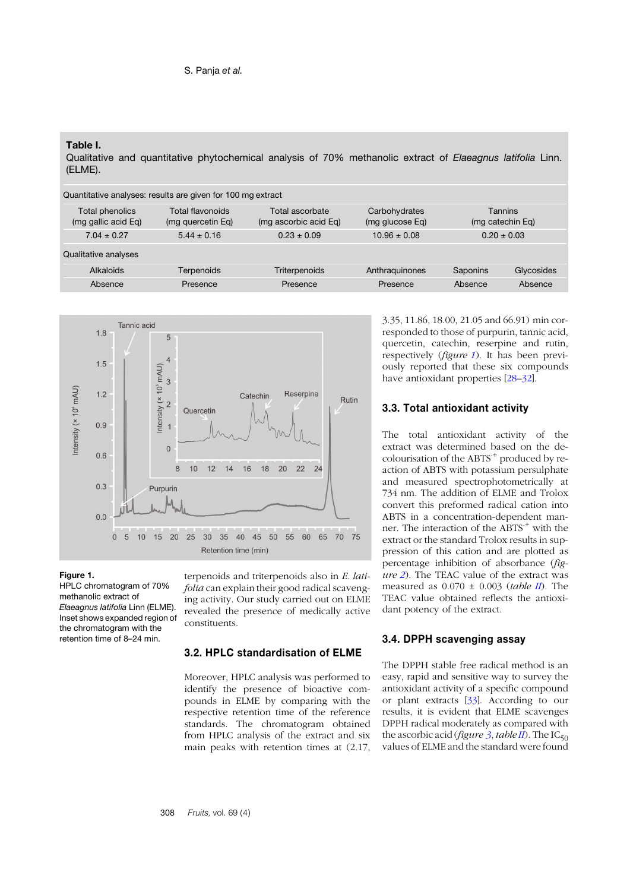**Table I.**
Qualitative and quantitative phytochemical analysis of 70% methanolic extract of *Elaeagnus latifolia* Linn. (ELME).

| Quantitative analyses: results are given for 100 mg extract | | | | | |
|---|---|---|---|---|---|
| Total phenolics (mg gallic acid Eq) | Total flavonoids (mg quercetin Eq) | Total ascorbate (mg ascorbic acid Eq) | Carbohydrates (mg glucose Eq) | Tannins (mg catechin Eq) | |
| 7.04 ± 0.27 | 5.44 ± 0.16 | 0.23 ± 0.09 | 10.96 ± 0.08 | 0.20 ± 0.03 | |
| **Qualitative analyses** | | | | | |
| Alkaloids | Terpenoids | Triterpenoids | Anthraquinones | Saponins | Glycosides |
| Absence | Presence | Presence | Presence | Absence | Absence |

**Figure 1.**
HPLC chromatogram of 70% methanolic extract of *Elaeagnus latifolia* Linn (ELME). Inset shows expanded region of the chromatogram with the retention time of 8–24 min.

terpenoids and triterpenoids also in *E. latifolia* can explain their good radical scavenging activity. Our study carried out on ELME revealed the presence of medically active constituents.

### 3.2. HPLC standardisation of ELME

Moreover, HPLC analysis was performed to identify the presence of bioactive compounds in ELME by comparing with the respective retention time of the reference standards. The chromatogram obtained from HPLC analysis of the extract and six main peaks with retention times at (2.17, 3.35, 11.86, 18.00, 21.05 and 66.91) min corresponded to those of purpurin, tannic acid, quercetin, catechin, reserpine and rutin, respectively (*figure 1*). It has been previously reported that these six compounds have antioxidant properties [28–32].

### 3.3. Total antioxidant activity

The total antioxidant activity of the extract was determined based on the decolourisation of the $ABTS^{\cdot+}$ produced by reaction of ABTS with potassium persulphate and measured spectrophotometrically at 734 nm. The addition of ELME and Trolox convert this preformed radical cation into ABTS in a concentration-dependent manner. The interaction of the $ABTS^{\cdot+}$ with the extract or the standard Trolox results in suppression of this cation and are plotted as percentage inhibition of absorbance (*figure 2*). The TEAC value of the extract was measured as 0.070 ± 0.003 (*table II*). The TEAC value obtained reflects the antioxidant potency of the extract.

### 3.4. DPPH scavenging assay

The DPPH stable free radical method is an easy, rapid and sensitive way to survey the antioxidant activity of a specific compound or plant extracts [33]. According to our results, it is evident that ELME scavenges DPPH radical moderately as compared with the ascorbic acid (*figure 3*, *table II*). The $IC_{50}$ values of ELME and the standard were found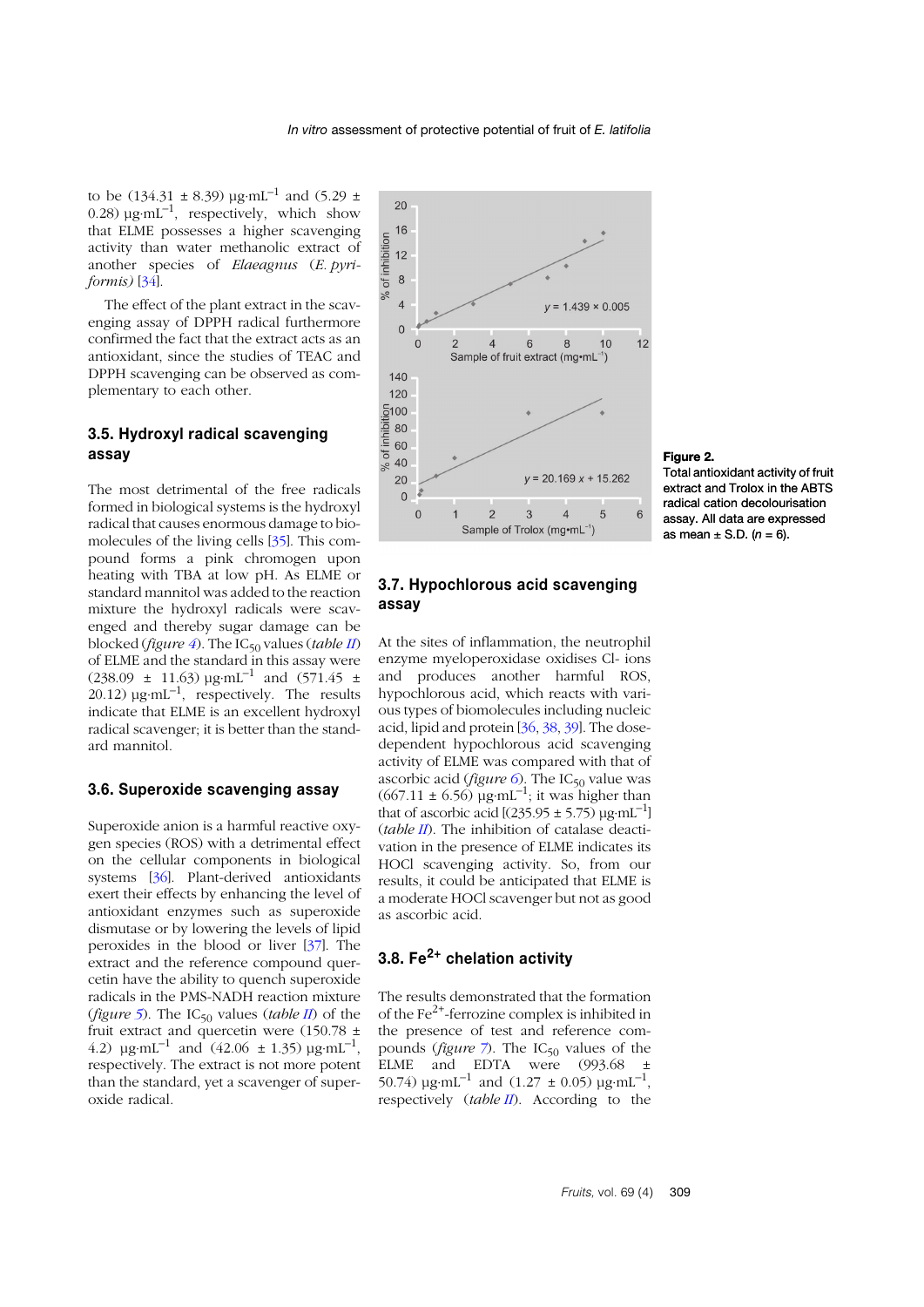to be (134.31 ± 8.39) µg·mL$^{-1}$ and (5.29 ± 0.28) µg·mL$^{-1}$, respectively, which show that ELME possesses a higher scavenging activity than water methanolic extract of another species of *Elaeagnus* (*E. pyriformis*) [34].

The effect of the plant extract in the scavenging assay of DPPH radical furthermore confirmed the fact that the extract acts as an antioxidant, since the studies of TEAC and DPPH scavenging can be observed as complementary to each other.

### 3.5. Hydroxyl radical scavenging assay

The most detrimental of the free radicals formed in biological systems is the hydroxyl radical that causes enormous damage to biomolecules of the living cells [35]. This compound forms a pink chromogen upon heating with TBA at low pH. As ELME or standard mannitol was added to the reaction mixture the hydroxyl radicals were scavenged and thereby sugar damage can be blocked (*figure 4*). The $IC_{50}$ values (*table II*) of ELME and the standard in this assay were (238.09 ± 11.63) µg·mL$^{-1}$ and (571.45 ± 20.12) µg·mL$^{-1}$, respectively. The results indicate that ELME is an excellent hydroxyl radical scavenger; it is better than the standard mannitol.

### 3.6. Superoxide scavenging assay

Superoxide anion is a harmful reactive oxygen species (ROS) with a detrimental effect on the cellular components in biological systems [36]. Plant-derived antioxidants exert their effects by enhancing the level of antioxidant enzymes such as superoxide dismutase or by lowering the levels of lipid peroxides in the blood or liver [37]. The extract and the reference compound quercetin have the ability to quench superoxide radicals in the PMS-NADH reaction mixture (*figure 5*). The $IC_{50}$ values (*table II*) of the fruit extract and quercetin were (150.78 ± 4.2) µg·mL$^{-1}$ and (42.06 ± 1.35) µg·mL$^{-1}$, respectively. The extract is not more potent than the standard, yet a scavenger of superoxide radical.

**Figure 2.**
Total antioxidant activity of fruit extract and Trolox in the ABTS radical cation decolourisation assay. All data are expressed as mean ± S.D. ($n$ = 6).

### 3.7. Hypochlorous acid scavenging assay

At the sites of inflammation, the neutrophil enzyme myeloperoxidase oxidises Cl- ions and produces another harmful ROS, hypochlorous acid, which reacts with various types of biomolecules including nucleic acid, lipid and protein [36, 38, 39]. The dose-dependent hypochlorous acid scavenging activity of ELME was compared with that of ascorbic acid (*figure 6*). The $IC_{50}$ value was (667.11 ± 6.56) µg·mL$^{-1}$; it was higher than that of ascorbic acid [(235.95 ± 5.75) µg·mL$^{-1}$] (*table II*). The inhibition of catalase deactivation in the presence of ELME indicates its HOCl scavenging activity. So, from our results, it could be anticipated that ELME is a moderate HOCl scavenger but not as good as ascorbic acid.

### 3.8. $Fe^{2+}$ chelation activity

The results demonstrated that the formation of the $Fe^{2+}$-ferrozine complex is inhibited in the presence of test and reference compounds (*figure 7*). The $IC_{50}$ values of the ELME and EDTA were (993.68 ± 50.74) µg·mL$^{-1}$ and (1.27 ± 0.05) µg·mL$^{-1}$, respectively (*table II*). According to the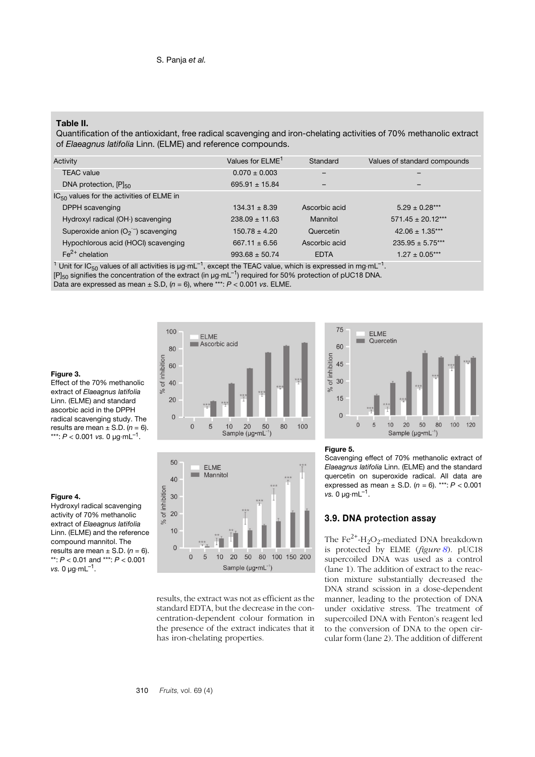**Table II.**
Quantification of the antioxidant, free radical scavenging and iron-chelating activities of 70% methanolic extract of *Elaeagnus latifolia* Linn. (ELME) and reference compounds.

| Activity | Values for ELME[1] | Standard | Values of standard compounds |
|---|---|---|---|
| TEAC value | 0.070 ± 0.003 | – | – |
| DNA protection, $[P]_{50}$ | 695.91 ± 15.84 | – | – |
| $IC_{50}$ values for the activities of ELME in | | | |
| DPPH scavenging | 134.31 ± 8.39 | Ascorbic acid | 5.29 ± 0.28*** |
| Hydroxyl radical (OH·) scavenging | 238.09 ± 11.63 | Mannitol | 571.45 ± 20.12*** |
| Superoxide anion ($O_2^{\cdot-}$) scavenging | 150.78 ± 4.20 | Quercetin | 42.06 ± 1.35*** |
| Hypochlorous acid (HOCl) scavenging | 667.11 ± 6.56 | Ascorbic acid | 235.95 ± 5.75*** |
| $Fe^{2+}$ chelation | 993.68 ± 50.74 | EDTA | 1.27 ± 0.05*** |

[1] Unit for $IC_{50}$ values of all activities is µg·mL$^{-1}$, except the TEAC value, which is expressed in mg·mL$^{-1}$.
$[P]_{50}$ signifies the concentration of the extract (in µg·mL$^{-1}$) required for 50% protection of pUC18 DNA.
Data are expressed as mean ± S.D, ($n$ = 6), where ***: $P < 0.001$ *vs*. ELME.

**Figure 3.**
Effect of the 70% methanolic extract of *Elaeagnus latifolia* Linn. (ELME) and standard ascorbic acid in the DPPH radical scavenging study. The results are mean ± S.D. ($n$ = 6). ***: $P < 0.001$ *vs.* 0 µg·mL$^{-1}$.

**Figure 4.**
Hydroxyl radical scavenging activity of 70% methanolic extract of *Elaeagnus latifolia* Linn. (ELME) and the reference compound mannitol. The results are mean ± S.D. ($n$ = 6). **: $P < 0.01$ and ***: $P < 0.001$ *vs.* 0 µg·mL$^{-1}$.

results, the extract was not as efficient as the standard EDTA, but the decrease in the concentration-dependent colour formation in the presence of the extract indicates that it has iron-chelating properties.

**Figure 5.**
Scavenging effect of 70% methanolic extract of *Elaeagnus latifolia* Linn. (ELME) and the standard quercetin on superoxide radical. All data are expressed as mean ± S.D. ($n$ = 6). ***: $P < 0.001$ *vs.* 0 µg·mL$^{-1}$.

## 3.9. DNA protection assay

The $Fe^{2+}$-$H_2O_2$-mediated DNA breakdown is protected by ELME (*figure 8*). pUC18 supercoiled DNA was used as a control (lane 1). The addition of extract to the reaction mixture substantially decreased the DNA strand scission in a dose-dependent manner, leading to the protection of DNA under oxidative stress. The treatment of supercoiled DNA with Fenton's reagent led to the conversion of DNA to the open circular form (lane 2). The addition of different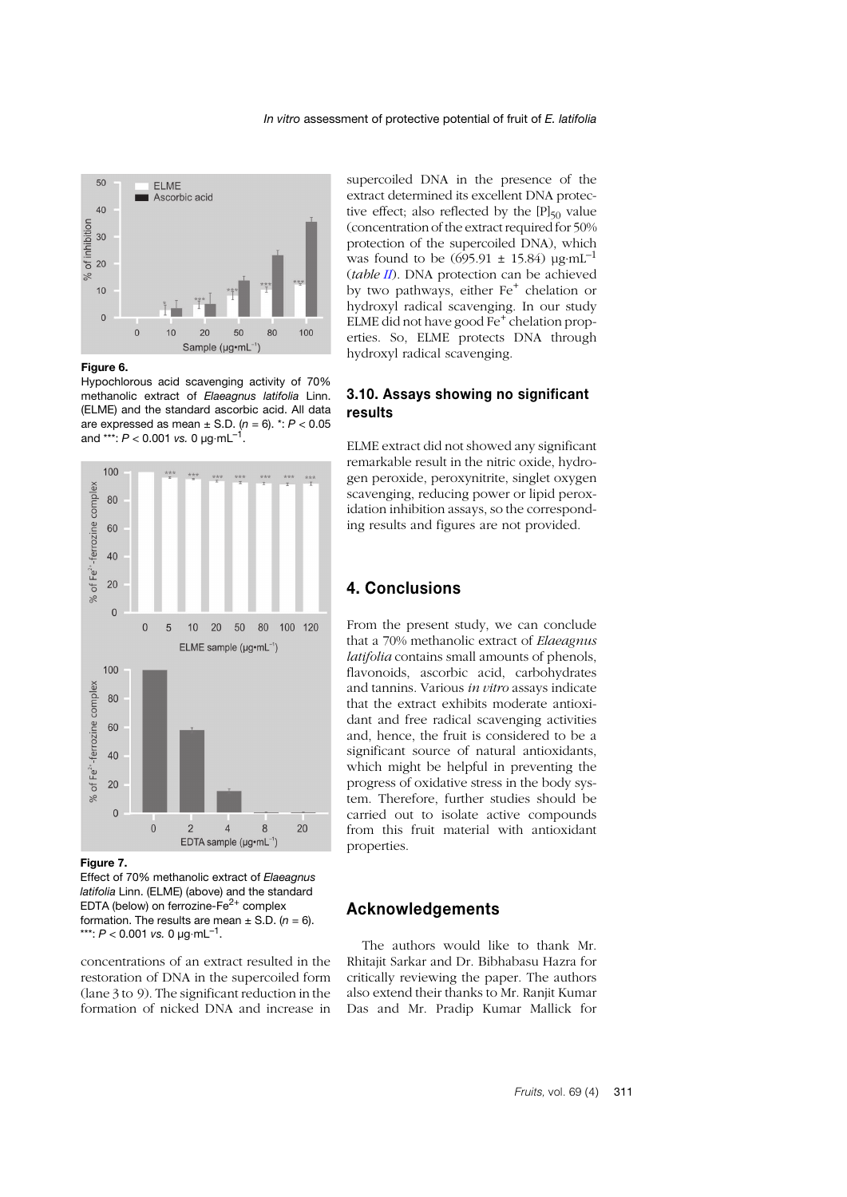Figure 6.
Hypochlorous acid scavenging activity of 70% methanolic extract of *Elaeagnus latifolia* Linn. (ELME) and the standard ascorbic acid. All data are expressed as mean ± S.D. ($n$ = 6). *: $P < 0.05$ and ***: $P < 0.001$ *vs.* 0 μg·mL$^{-1}$.

Figure 7.
Effect of 70% methanolic extract of *Elaeagnus latifolia* Linn. (ELME) (above) and the standard EDTA (below) on ferrozine-$Fe^{2+}$ complex formation. The results are mean ± S.D. ($n$ = 6). ***: $P < 0.001$ *vs.* 0 μg·mL$^{-1}$.

concentrations of an extract resulted in the restoration of DNA in the supercoiled form (lane 3 to 9). The significant reduction in the formation of nicked DNA and increase in supercoiled DNA in the presence of the extract determined its excellent DNA protective effect; also reflected by the $[P]_{50}$ value (concentration of the extract required for 50% protection of the supercoiled DNA), which was found to be (695.91 ± 15.84) μg·mL$^{-1}$ (*table II*). DNA protection can be achieved by two pathways, either $Fe^{+}$ chelation or hydroxyl radical scavenging. In our study ELME did not have good $Fe^{+}$ chelation properties. So, ELME protects DNA through hydroxyl radical scavenging.

### 3.10. Assays showing no significant results

ELME extract did not showed any significant remarkable result in the nitric oxide, hydrogen peroxide, peroxynitrite, singlet oxygen scavenging, reducing power or lipid peroxidation inhibition assays, so the corresponding results and figures are not provided.

## 4. Conclusions

From the present study, we can conclude that a 70% methanolic extract of *Elaeagnus latifolia* contains small amounts of phenols, flavonoids, ascorbic acid, carbohydrates and tannins. Various *in vitro* assays indicate that the extract exhibits moderate antioxidant and free radical scavenging activities and, hence, the fruit is considered to be a significant source of natural antioxidants, which might be helpful in preventing the progress of oxidative stress in the body system. Therefore, further studies should be carried out to isolate active compounds from this fruit material with antioxidant properties.

## Acknowledgements

The authors would like to thank Mr. Rhitajit Sarkar and Dr. Bibhabasu Hazra for critically reviewing the paper. The authors also extend their thanks to Mr. Ranjit Kumar Das and Mr. Pradip Kumar Mallick for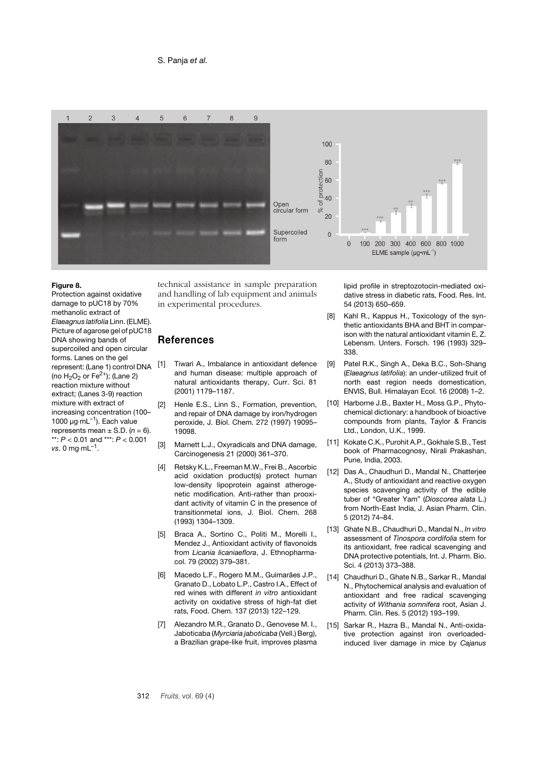**Figure 8.**
Protection against oxidative damage to pUC18 by 70% methanolic extract of *Elaeagnus latifolia* Linn. (ELME). Picture of agarose gel of pUC18 DNA showing bands of supercoiled and open circular forms. Lanes on the gel represent: (Lane 1) control DNA (no $H_2O_2$ or $Fe^{2+}$); (Lane 2) reaction mixture without extract; (Lanes 3-9) reaction mixture with extract of increasing concentration (100–1000 $\mu g \cdot mL^{-1}$). Each value represents mean ± S.D. ($n = 6$). **: $P < 0.01$ and ***: $P < 0.001$ *vs*. 0 $mg \cdot mL^{-1}$.

technical assistance in sample preparation and handling of lab equipment and animals in experimental procedures.

## References

[1] Tiwari A., Imbalance in antioxidant defence and human disease: multiple approach of natural antioxidants therapy, Curr. Sci. 81 (2001) 1179–1187.

[2] Henle E.S., Linn S., Formation, prevention, and repair of DNA damage by iron/hydrogen peroxide, J. Biol. Chem. 272 (1997) 19095–19098.

[3] Marnett L.J., Oxyradicals and DNA damage, Carcinogenesis 21 (2000) 361–370.

[4] Retsky K.L., Freeman M.W., Frei B., Ascorbic acid oxidation product(s) protect human low-density lipoprotein against atherogenetic modification. Anti-rather than prooxidant activity of vitamin C in the presence of transitionmetal ions, J. Biol. Chem. 268 (1993) 1304–1309.

[5] Braca A., Sortino C., Politi M., Morelli I., Mendez J., Antioxidant activity of flavonoids from *Licania licaniaeflora*, J. Ethnopharmacol. 79 (2002) 379–381.

[6] Macedo L.F., Rogero M.M., Guimarães J.P., Granato D., Lobato L.P., Castro I.A., Effect of red wines with different *in vitro* antioxidant activity on oxidative stress of high-fat diet rats, Food. Chem. 137 (2013) 122–129.

[7] Alezandro M.R., Granato D., Genovese M. I., Jaboticaba (*Myrciaria jaboticaba* (Vell.) Berg), a Brazilian grape-like fruit, improves plasma lipid profile in streptozotocin-mediated oxidative stress in diabetic rats, Food. Res. Int. 54 (2013) 650–659.

[8] Kahl R., Kappus H., Toxicology of the synthetic antioxidants BHA and BHT in comparison with the natural antioxidant vitamin E, Z. Lebensm. Unters. Forsch. 196 (1993) 329–338.

[9] Patel R.K., Singh A., Deka B.C., Soh-Shang (*Elaeagnus latifolia*): an under-utilized fruit of north east region needs domestication, ENVIS, Bull. Himalayan Ecol. 16 (2008) 1–2.

[10] Harborne J.B., Baxter H., Moss G.P., Phytochemical dictionary: a handbook of bioactive compounds from plants, Taylor & Francis Ltd., London, U.K., 1999.

[11] Kokate C.K., Purohit A.P., Gokhale S.B., Test book of Pharmacognosy, Nirali Prakashan, Pune, India, 2003.

[12] Das A., Chaudhuri D., Mandal N., Chatterjee A., Study of antioxidant and reactive oxygen species scavenging activity of the edible tuber of "Greater Yam" (*Dioscorea alata* L.) from North-East India, J. Asian Pharm. Clin. 5 (2012) 74–84.

[13] Ghate N.B., Chaudhuri D., Mandal N., *In vitro* assessment of *Tinospora cordifolia* stem for its antioxidant, free radical scavenging and DNA protective potentials, Int. J. Pharm. Bio. Sci. 4 (2013) 373–388.

[14] Chaudhuri D., Ghate N.B., Sarkar R., Mandal N., Phytochemical analysis and evaluation of antioxidant and free radical scavenging activity of *Withania somnifera* root, Asian J. Pharm. Clin. Res. 5 (2012) 193–199.

[15] Sarkar R., Hazra B., Mandal N., Anti-oxidative protection against iron overloaded-induced liver damage in mice by *Cajanus*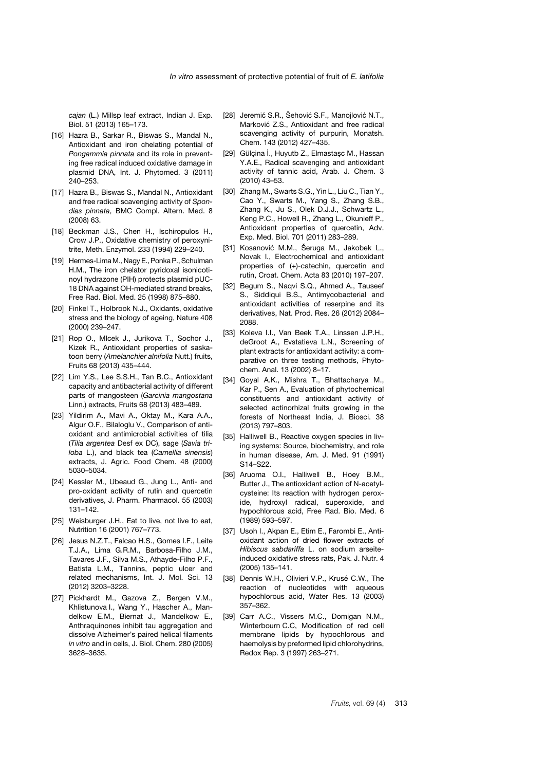*cajan* (L.) Millsp leaf extract, Indian J. Exp. Biol. 51 (2013) 165–173.

[16] Hazra B., Sarkar R., Biswas S., Mandal N., Antioxidant and iron chelating potential of *Pongammia pinnata* and its role in preventing free radical induced oxidative damage in plasmid DNA, Int. J. Phytomed. 3 (2011) 240–253.

[17] Hazra B., Biswas S., Mandal N., Antioxidant and free radical scavenging activity of *Spondias pinnata*, BMC Compl. Altern. Med. 8 (2008) 63.

[18] Beckman J.S., Chen H., Ischiropulos H., Crow J.P., Oxidative chemistry of peroxynitrite, Meth. Enzymol. 233 (1994) 229–240.

[19] Hermes-Lima M., Nagy E., Ponka P., Schulman H.M., The iron chelator pyridoxal isonicotinoyl hydrazone (PIH) protects plasmid pUC-18 DNA against OH-mediated strand breaks, Free Rad. Biol. Med. 25 (1998) 875–880.

[20] Finkel T., Holbrook N.J., Oxidants, oxidative stress and the biology of ageing, Nature 408 (2000) 239–247.

[21] Rop O., Mlcek J., Jurikova T., Sochor J., Kizek R., Antioxidant properties of saskatoon berry (*Amelanchier alnifolia* Nutt.) fruits, Fruits 68 (2013) 435–444.

[22] Lim Y.S., Lee S.S.H., Tan B.C., Antioxidant capacity and antibacterial activity of different parts of mangosteen (*Garcinia mangostana* Linn.) extracts, Fruits 68 (2013) 483–489.

[23] Yildirim A., Mavi A., Oktay M., Kara A.A., Algur O.F., Bilaloglu V., Comparison of antioxidant and antimicrobial activities of tilia (*Tilia argentea* Desf ex DC), sage (*Savia triloba* L.), and black tea (*Camellia sinensis*) extracts, J. Agric. Food Chem. 48 (2000) 5030–5034.

[24] Kessler M., Ubeaud G., Jung L., Anti- and pro-oxidant activity of rutin and quercetin derivatives, J. Pharm. Pharmacol. 55 (2003) 131–142.

[25] Weisburger J.H., Eat to live, not live to eat, Nutrition 16 (2001) 767–773.

[26] Jesus N.Z.T., Falcao H.S., Gomes I.F., Leite T.J.A., Lima G.R.M., Barbosa-Filho J.M., Tavares J.F., Silva M.S., Athayde-Filho P.F., Batista L.M., Tannins, peptic ulcer and related mechanisms, Int. J. Mol. Sci. 13 (2012) 3203–3228.

[27] Pickhardt M., Gazova Z., Bergen V.M., Khlistunova I., Wang Y., Hascher A., Mandelkow E.M., Biernat J., Mandelkow E., Anthraquinones inhibit tau aggregation and dissolve Alzheimer's paired helical filaments *in vitro* and in cells, J. Biol. Chem. 280 (2005) 3628–3635.

[28] Jeremić S.R., Šehović S.F., Manojlović N.T., Marković Z.S., Antioxidant and free radical scavenging activity of purpurin, Monatsh. Chem. 143 (2012) 427–435.

[29] Gülçina İ., Huyutb Z., Elmastaşc M., Hassan Y.A.E., Radical scavenging and antioxidant activity of tannic acid, Arab. J. Chem. 3 (2010) 43–53.

[30] Zhang M., Swarts S.G., Yin L., Liu C., Tian Y., Cao Y., Swarts M., Yang S., Zhang S.B., Zhang K., Ju S., Olek D.J.J., Schwartz L., Keng P.C., Howell R., Zhang L., Okunieff P., Antioxidant properties of quercetin, Adv. Exp. Med. Biol. 701 (2011) 283–289.

[31] Kosanović M.M., Šeruga M., Jakobek L., Novak I., Electrochemical and antioxidant properties of (+)-catechin, quercetin and rutin, Croat. Chem. Acta 83 (2010) 197–207.

[32] Begum S., Naqvi S.Q., Ahmed A., Tauseef S., Siddiqui B.S., Antimycobacterial and antioxidant activities of reserpine and its derivatives, Nat. Prod. Res. 26 (2012) 2084–2088.

[33] Koleva I.I., Van Beek T.A., Linssen J.P.H., deGroot A., Evstatieva L.N., Screening of plant extracts for antioxidant activity: a comparative on three testing methods, Phytochem. Anal. 13 (2002) 8–17.

[34] Goyal A.K., Mishra T., Bhattacharya M., Kar P., Sen A., Evaluation of phytochemical constituents and antioxidant activity of selected actinorhizal fruits growing in the forests of Northeast India, J. Biosci. 38 (2013) 797–803.

[35] Halliwell B., Reactive oxygen species in living systems: Source, biochemistry, and role in human disease, Am. J. Med. 91 (1991) S14–S22.

[36] Aruoma O.I., Halliwell B., Hoey B.M., Butter J., The antioxidant action of N-acetylcysteine: Its reaction with hydrogen peroxide, hydroxyl radical, superoxide, and hypochlorous acid, Free Rad. Bio. Med. 6 (1989) 593–597.

[37] Usoh I., Akpan E., Etim E., Farombi E., Antioxidant action of dried flower extracts of *Hibiscus sabdariffa* L. on sodium arseite-induced oxidative stress rats, Pak. J. Nutr. 4 (2005) 135–141.

[38] Dennis W.H., Olivieri V.P., Krusé C.W., The reaction of nucleotides with aqueous hypochlorous acid, Water Res. 13 (2003) 357–362.

[39] Carr A.C., Vissers M.C., Domigan N.M., Winterbourn C.C, Modification of red cell membrane lipids by hypochlorous and haemolysis by preformed lipid chlorohydrins, Redox Rep. 3 (1997) 263–271.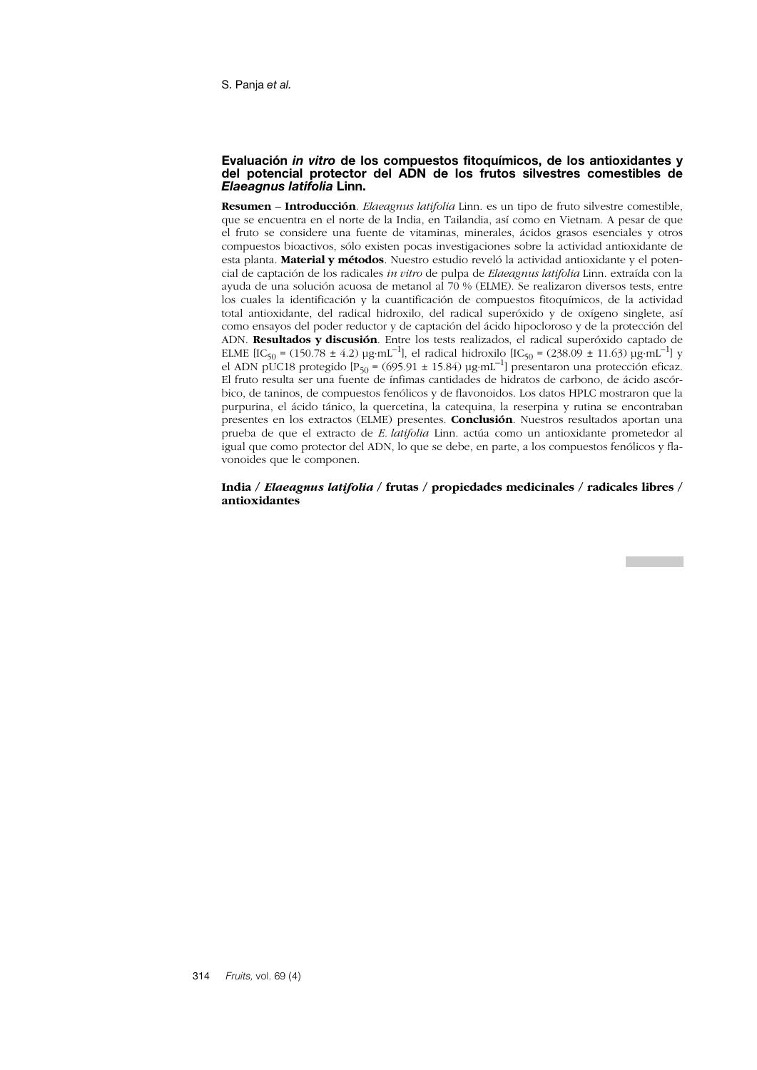## Evaluación *in vitro* de los compuestos fitoquímicos, de los antioxidantes y del potencial protector del ADN de los frutos silvestres comestibles de *Elaeagnus latifolia* Linn.

**Resumen** – **Introducción**. *Elaeagnus latifolia* Linn. es un tipo de fruto silvestre comestible, que se encuentra en el norte de la India, en Tailandia, así como en Vietnam. A pesar de que el fruto se considere una fuente de vitaminas, minerales, ácidos grasos esenciales y otros compuestos bioactivos, sólo existen pocas investigaciones sobre la actividad antioxidante de esta planta. **Material y métodos**. Nuestro estudio reveló la actividad antioxidante y el potencial de captación de los radicales *in vitro* de pulpa de *Elaeagnus latifolia* Linn. extraída con la ayuda de una solución acuosa de metanol al 70 % (ELME). Se realizaron diversos tests, entre los cuales la identificación y la cuantificación de compuestos fitoquímicos, de la actividad total antioxidante, del radical hidroxilo, del radical superóxido y de oxígeno singlete, así como ensayos del poder reductor y de captación del ácido hipocloroso y de la protección del ADN. **Resultados y discusión**. Entre los tests realizados, el radical superóxido captado de ELME [$IC_{50}$ = (150.78 ± 4.2) µg·mL$^{-1}$], el radical hidroxilo [$IC_{50}$ = (238.09 ± 11.63) µg·mL$^{-1}$] y el ADN pUC18 protegido [$P_{50}$ = (695.91 ± 15.84) µg·mL$^{-1}$] presentaron una protección eficaz. El fruto resulta ser una fuente de ínfimas cantidades de hidratos de carbono, de ácido ascórbico, de taninos, de compuestos fenólicos y de flavonoidos. Los datos HPLC mostraron que la purpurina, el ácido tánico, la quercetina, la catequina, la reserpina y rutina se encontraban presentes en los extractos (ELME) presentes. **Conclusión**. Nuestros resultados aportan una prueba de que el extracto de *E. latifolia* Linn. actúa como un antioxidante prometedor al igual que como protector del ADN, lo que se debe, en parte, a los compuestos fenólicos y flavonoides que le componen.

**India / *Elaeagnus latifolia* / frutas / propiedades medicinales / radicales libres / antioxidantes**